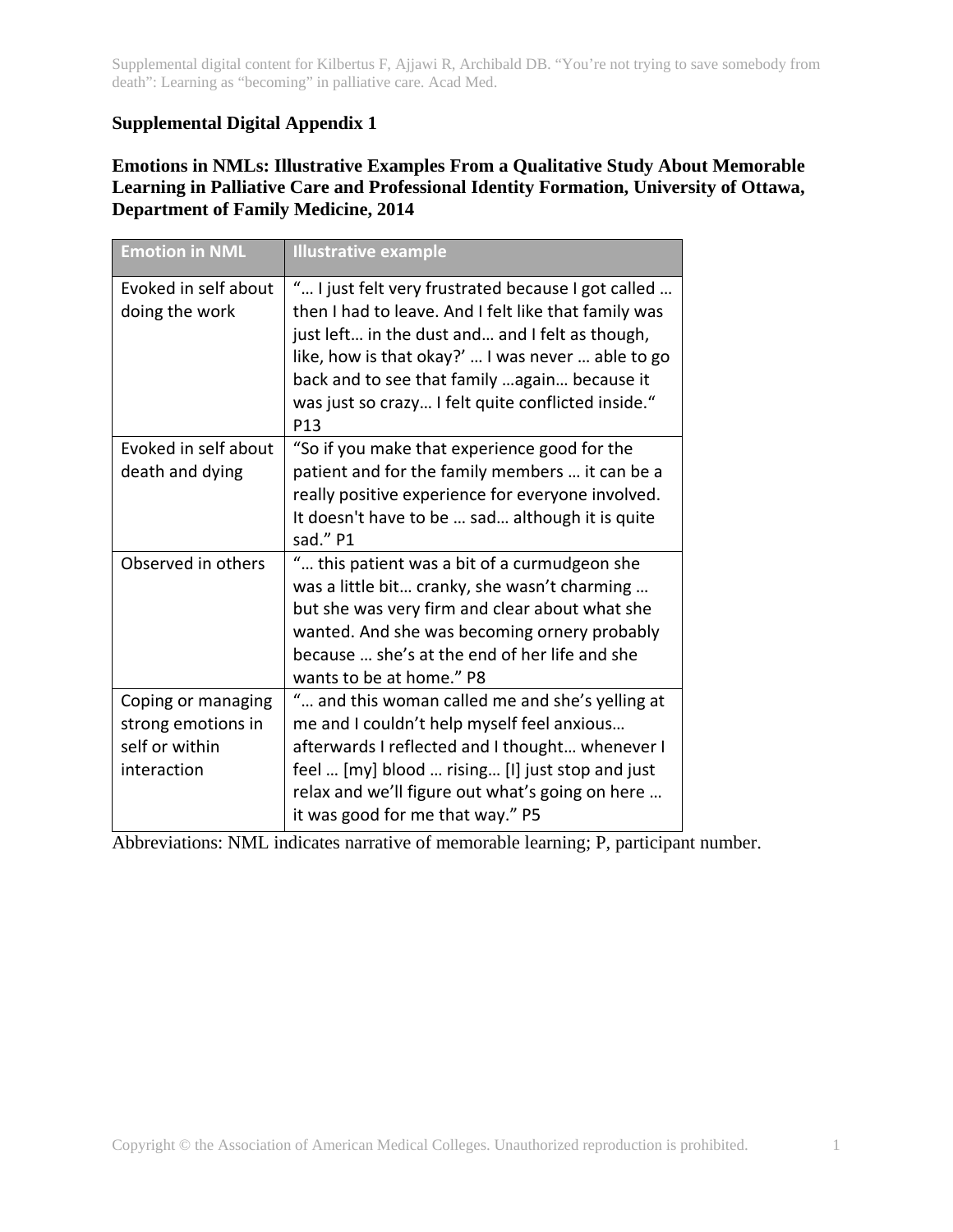Supplemental digital content for Kilbertus F, Ajjawi R, Archibald DB. "You're not trying to save somebody from death": Learning as "becoming" in palliative care. Acad Med.

## Supplemental Digital Appendix 1

### Emotions in NMLs: Illustrative Examples From a Qualitative Study About Memorable Learning in Palliative Care and Professional Identity Formation, University of Ottawa, Department of Family Medicine, 2014

| Emotion in NML | Illustrative example |
| --- | --- |
| Evoked in self about doing the work | "… I just felt very frustrated because I got called … then I had to leave. And I felt like that family was just left… in the dust and… and I felt as though, like, how is that okay?' … I was never … able to go back and to see that family …again… because it was just so crazy… I felt quite conflicted inside." P13 |
| Evoked in self about death and dying | "So if you make that experience good for the patient and for the family members … it can be a really positive experience for everyone involved. It doesn't have to be … sad… although it is quite sad." P1 |
| Observed in others | "… this patient was a bit of a curmudgeon she was a little bit… cranky, she wasn't charming … but she was very firm and clear about what she wanted. And she was becoming ornery probably because … she's at the end of her life and she wants to be at home." P8 |
| Coping or managing strong emotions in self or within interaction | "… and this woman called me and she's yelling at me and I couldn't help myself feel anxious… afterwards I reflected and I thought… whenever I feel … [my] blood … rising… [I] just stop and just relax and we'll figure out what's going on here … it was good for me that way." P5 |

Abbreviations: NML indicates narrative of memorable learning; P, participant number.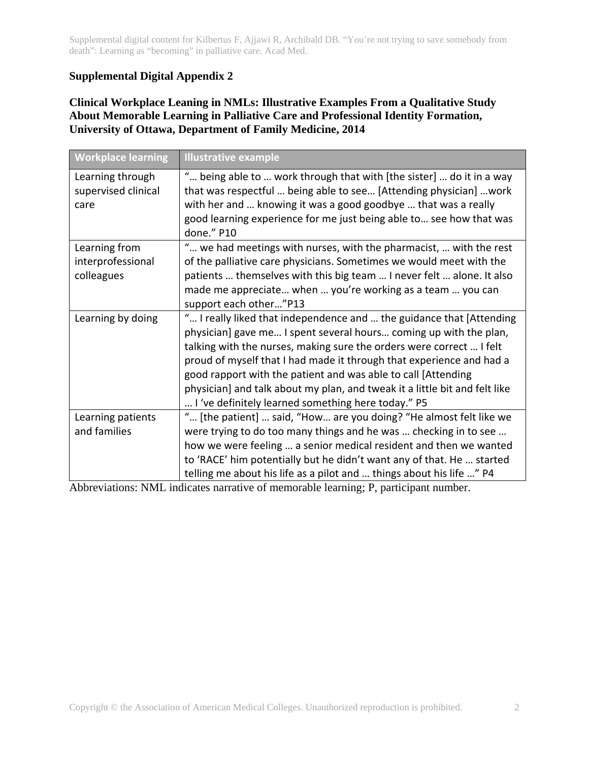## Supplemental Digital Appendix 2

### Clinical Workplace Leaning in NMLs: Illustrative Examples From a Qualitative Study About Memorable Learning in Palliative Care and Professional Identity Formation, University of Ottawa, Department of Family Medicine, 2014

| Workplace learning | Illustrative example |
|---|---|
| Learning through supervised clinical care | "… being able to … work through that with [the sister] … do it in a way that was respectful … being able to see… [Attending physician] …work with her and … knowing it was a good goodbye … that was a really good learning experience for me just being able to… see how that was done." P10 |
| Learning from interprofessional colleagues | "… we had meetings with nurses, with the pharmacist, … with the rest of the palliative care physicians. Sometimes we would meet with the patients … themselves with this big team … I never felt … alone. It also made me appreciate… when … you're working as a team … you can support each other…"P13 |
| Learning by doing | "… I really liked that independence and … the guidance that [Attending physician] gave me… I spent several hours… coming up with the plan, talking with the nurses, making sure the orders were correct … I felt proud of myself that I had made it through that experience and had a good rapport with the patient and was able to call [Attending physician] and talk about my plan, and tweak it a little bit and felt like … I 've definitely learned something here today." P5 |
| Learning patients and families | "… [the patient] … said, "How… are you doing? "He almost felt like we were trying to do too many things and he was … checking in to see … how we were feeling … a senior medical resident and then we wanted to 'RACE' him potentially but he didn't want any of that. He … started telling me about his life as a pilot and … things about his life …" P4 |

Abbreviations: NML indicates narrative of memorable learning; P, participant number.